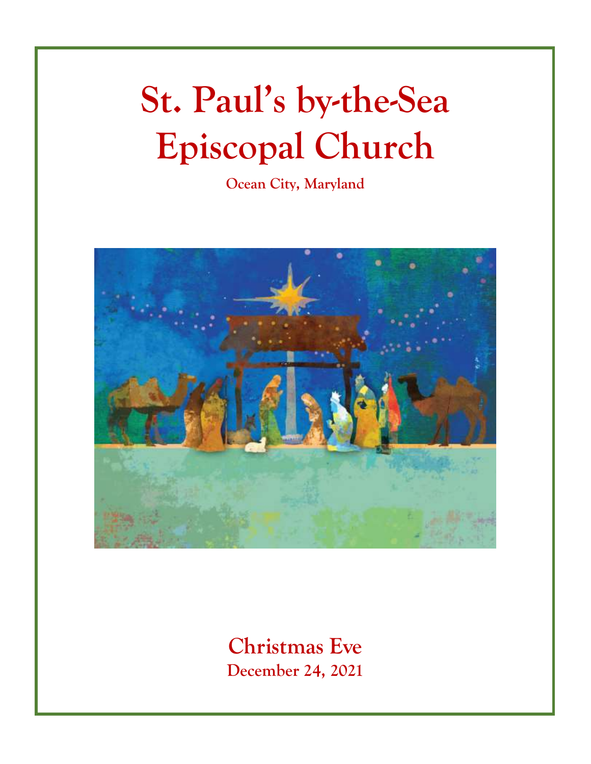# St. Paul's by-the-Sea Episcopal Church

**Ocean City, Maryland**

## Christmas Eve

**December 24, 2021**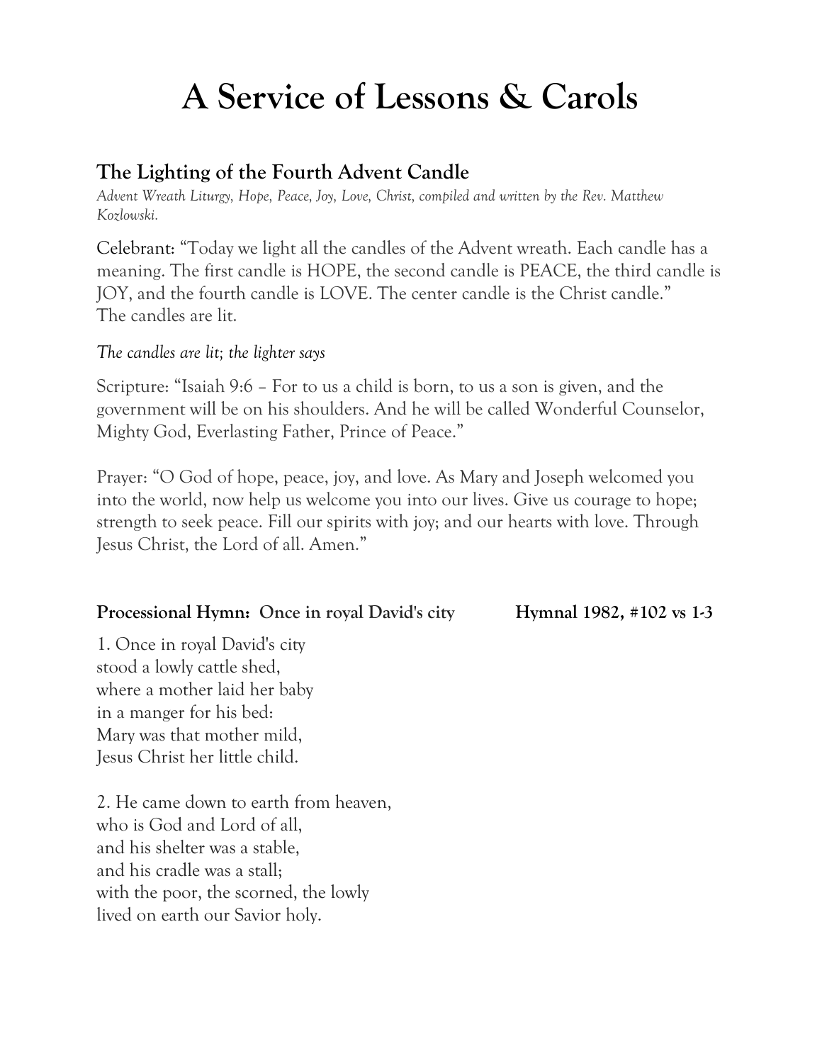# A Service of Lessons & Carols

## The Lighting of the Fourth Advent Candle

*Advent Wreath Liturgy, Hope, Peace, Joy, Love, Christ, compiled and written by the Rev. Matthew Kozlowski.*

Celebrant: "Today we light all the candles of the Advent wreath. Each candle has a meaning. The first candle is HOPE, the second candle is PEACE, the third candle is JOY, and the fourth candle is LOVE. The center candle is the Christ candle."
The candles are lit.

*The candles are lit; the lighter says*

Scripture: "Isaiah 9:6 – For to us a child is born, to us a son is given, and the government will be on his shoulders. And he will be called Wonderful Counselor, Mighty God, Everlasting Father, Prince of Peace."

Prayer: "O God of hope, peace, joy, and love. As Mary and Joseph welcomed you into the world, now help us welcome you into our lives. Give us courage to hope; strength to seek peace. Fill our spirits with joy; and our hearts with love. Through Jesus Christ, the Lord of all. Amen."

**Processional Hymn: Once in royal David's city** **Hymnal 1982, #102 vs 1-3**

1. Once in royal David's city
stood a lowly cattle shed,
where a mother laid her baby
in a manger for his bed:
Mary was that mother mild,
Jesus Christ her little child.

2. He came down to earth from heaven,
who is God and Lord of all,
and his shelter was a stable,
and his cradle was a stall;
with the poor, the scorned, the lowly
lived on earth our Savior holy.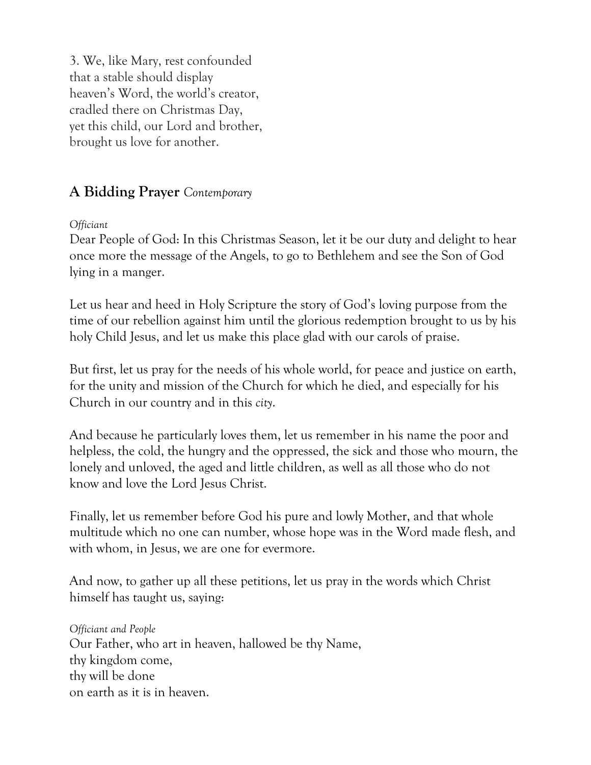3. We, like Mary, rest confounded
that a stable should display
heaven's Word, the world's creator,
cradled there on Christmas Day,
yet this child, our Lord and brother,
brought us love for another.

## A Bidding Prayer *Contemporary*

*Officiant*

Dear People of God: In this Christmas Season, let it be our duty and delight to hear once more the message of the Angels, to go to Bethlehem and see the Son of God lying in a manger.

Let us hear and heed in Holy Scripture the story of God's loving purpose from the time of our rebellion against him until the glorious redemption brought to us by his holy Child Jesus, and let us make this place glad with our carols of praise.

But first, let us pray for the needs of his whole world, for peace and justice on earth, for the unity and mission of the Church for which he died, and especially for his Church in our country and in this *city*.

And because he particularly loves them, let us remember in his name the poor and helpless, the cold, the hungry and the oppressed, the sick and those who mourn, the lonely and unloved, the aged and little children, as well as all those who do not know and love the Lord Jesus Christ.

Finally, let us remember before God his pure and lowly Mother, and that whole multitude which no one can number, whose hope was in the Word made flesh, and with whom, in Jesus, we are one for evermore.

And now, to gather up all these petitions, let us pray in the words which Christ himself has taught us, saying:

*Officiant and People*

Our Father, who art in heaven, hallowed be thy Name,
thy kingdom come,
thy will be done
on earth as it is in heaven.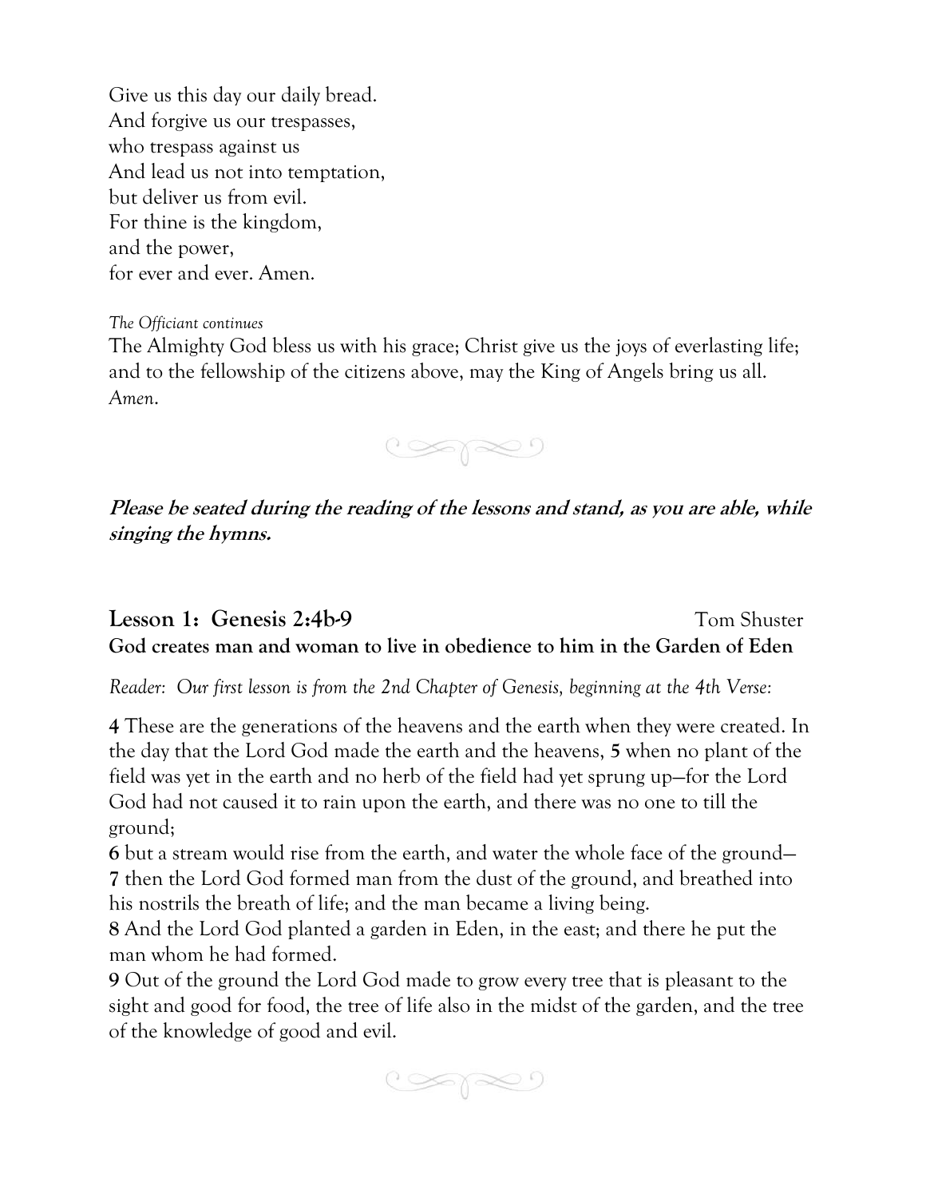Give us this day our daily bread.
And forgive us our trespasses,
who trespass against us
And lead us not into temptation,
but deliver us from evil.
For thine is the kingdom,
and the power,
for ever and ever. Amen.

*The Officiant continues*

The Almighty God bless us with his grace; Christ give us the joys of everlasting life; and to the fellowship of the citizens above, may the King of Angels bring us all. *Amen*.

***Please be seated during the reading of the lessons and stand, as you are able, while singing the hymns.***

## Lesson 1: Genesis 2:4b-9 Tom Shuster

**God creates man and woman to live in obedience to him in the Garden of Eden**

*Reader: Our first lesson is from the 2nd Chapter of Genesis, beginning at the 4th Verse:*

**4** These are the generations of the heavens and the earth when they were created. In the day that the Lord God made the earth and the heavens, **5** when no plant of the field was yet in the earth and no herb of the field had yet sprung up—for the Lord God had not caused it to rain upon the earth, and there was no one to till the ground;

**6** but a stream would rise from the earth, and water the whole face of the ground—

**7** then the Lord God formed man from the dust of the ground, and breathed into his nostrils the breath of life; and the man became a living being.

**8** And the Lord God planted a garden in Eden, in the east; and there he put the man whom he had formed.

**9** Out of the ground the Lord God made to grow every tree that is pleasant to the sight and good for food, the tree of life also in the midst of the garden, and the tree of the knowledge of good and evil.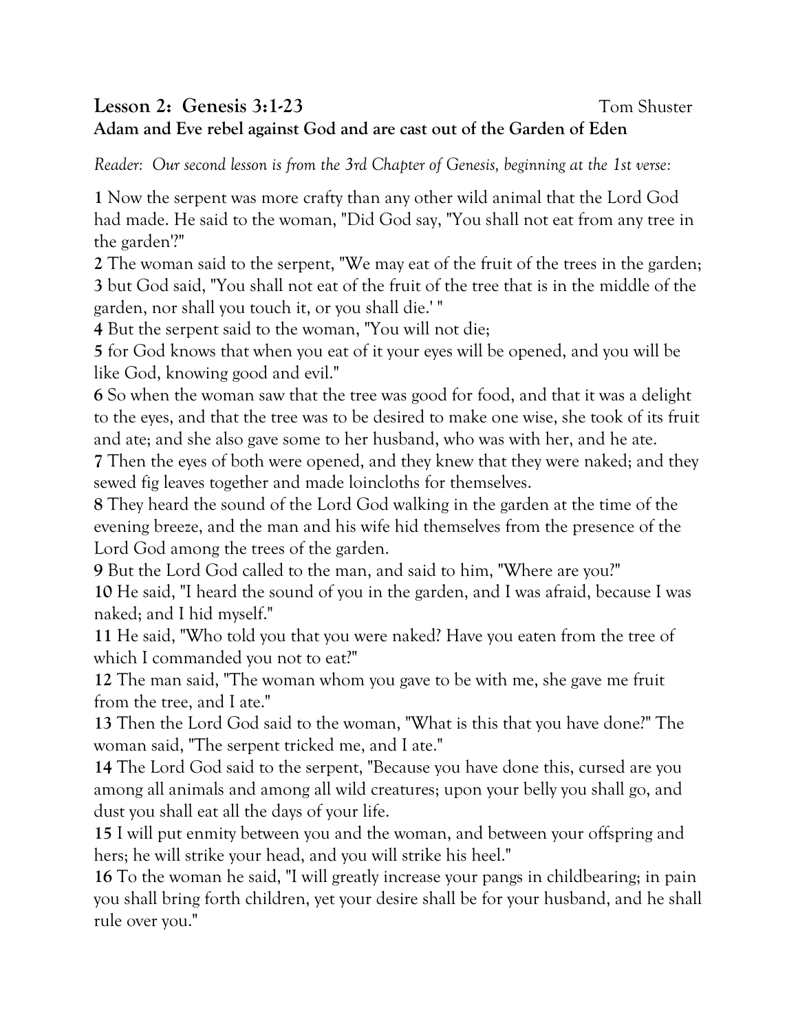## Lesson 2: Genesis 3:1-23 Tom Shuster

**Adam and Eve rebel against God and are cast out of the Garden of Eden**

*Reader: Our second lesson is from the 3rd Chapter of Genesis, beginning at the 1st verse:*

**1** Now the serpent was more crafty than any other wild animal that the Lord God had made. He said to the woman, "Did God say, "You shall not eat from any tree in the garden'?"
**2** The woman said to the serpent, "We may eat of the fruit of the trees in the garden;
**3** but God said, "You shall not eat of the fruit of the tree that is in the middle of the garden, nor shall you touch it, or you shall die.' "
**4** But the serpent said to the woman, "You will not die;
**5** for God knows that when you eat of it your eyes will be opened, and you will be like God, knowing good and evil."
**6** So when the woman saw that the tree was good for food, and that it was a delight to the eyes, and that the tree was to be desired to make one wise, she took of its fruit and ate; and she also gave some to her husband, who was with her, and he ate.
**7** Then the eyes of both were opened, and they knew that they were naked; and they sewed fig leaves together and made loincloths for themselves.
**8** They heard the sound of the Lord God walking in the garden at the time of the evening breeze, and the man and his wife hid themselves from the presence of the Lord God among the trees of the garden.
**9** But the Lord God called to the man, and said to him, "Where are you?"
**10** He said, "I heard the sound of you in the garden, and I was afraid, because I was naked; and I hid myself."
**11** He said, "Who told you that you were naked? Have you eaten from the tree of which I commanded you not to eat?"
**12** The man said, "The woman whom you gave to be with me, she gave me fruit from the tree, and I ate."
**13** Then the Lord God said to the woman, "What is this that you have done?" The woman said, "The serpent tricked me, and I ate."
**14** The Lord God said to the serpent, "Because you have done this, cursed are you among all animals and among all wild creatures; upon your belly you shall go, and dust you shall eat all the days of your life.
**15** I will put enmity between you and the woman, and between your offspring and hers; he will strike your head, and you will strike his heel."
**16** To the woman he said, "I will greatly increase your pangs in childbearing; in pain you shall bring forth children, yet your desire shall be for your husband, and he shall rule over you."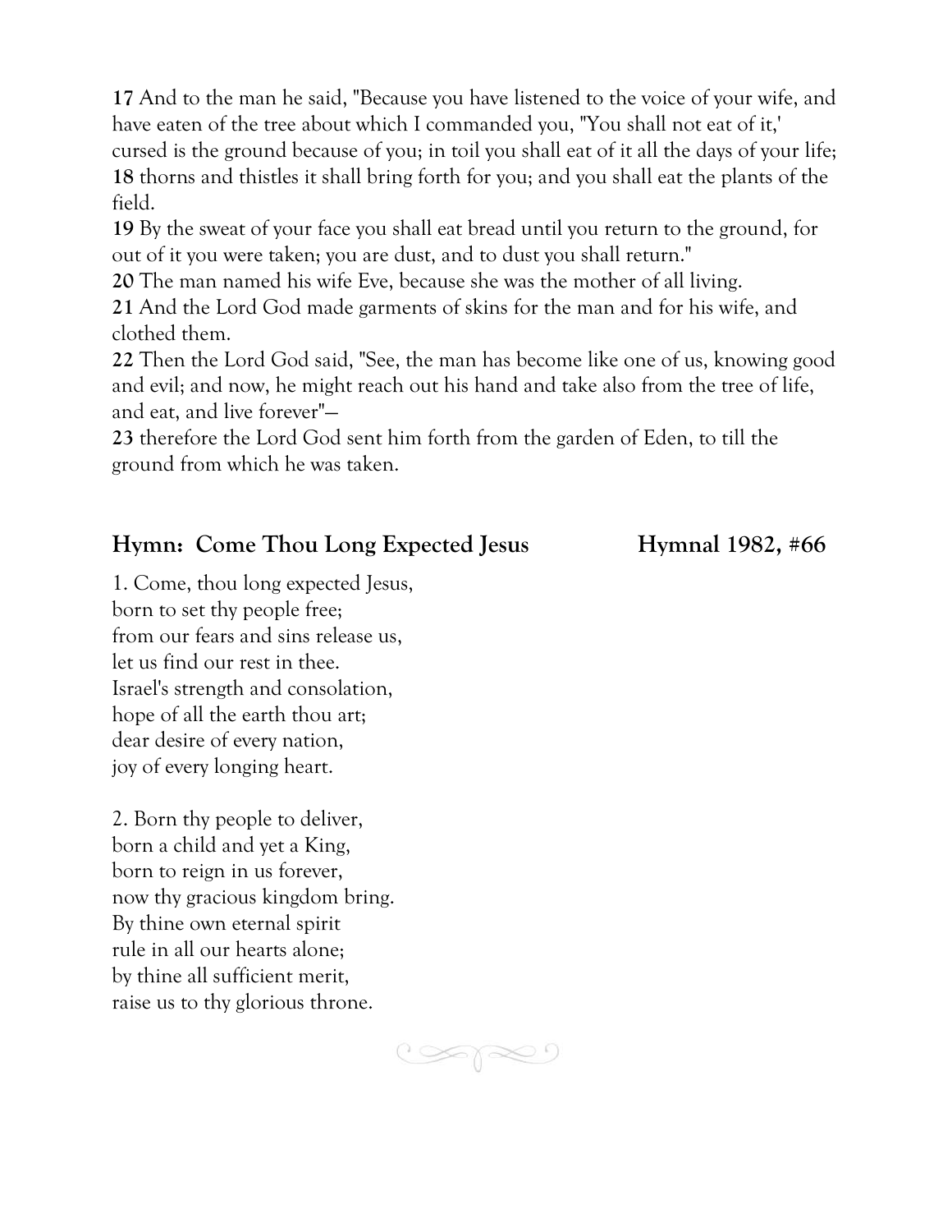**17** And to the man he said, "Because you have listened to the voice of your wife, and have eaten of the tree about which I commanded you, "You shall not eat of it,' cursed is the ground because of you; in toil you shall eat of it all the days of your life; **18** thorns and thistles it shall bring forth for you; and you shall eat the plants of the field.
**19** By the sweat of your face you shall eat bread until you return to the ground, for out of it you were taken; you are dust, and to dust you shall return."
**20** The man named his wife Eve, because she was the mother of all living.
**21** And the Lord God made garments of skins for the man and for his wife, and clothed them.
**22** Then the Lord God said, "See, the man has become like one of us, knowing good and evil; and now, he might reach out his hand and take also from the tree of life, and eat, and live forever"—
**23** therefore the Lord God sent him forth from the garden of Eden, to till the ground from which he was taken.

## Hymn: Come Thou Long Expected Jesus Hymnal 1982, #66

1. Come, thou long expected Jesus,
born to set thy people free;
from our fears and sins release us,
let us find our rest in thee.
Israel's strength and consolation,
hope of all the earth thou art;
dear desire of every nation,
joy of every longing heart.

2. Born thy people to deliver,
born a child and yet a King,
born to reign in us forever,
now thy gracious kingdom bring.
By thine own eternal spirit
rule in all our hearts alone;
by thine all sufficient merit,
raise us to thy glorious throne.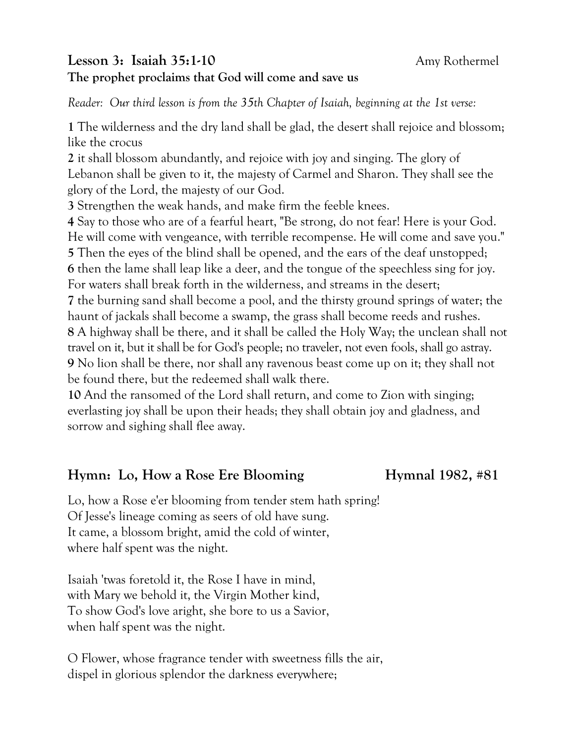## Lesson 3: Isaiah 35:1-10 — Amy Rothermel

**The prophet proclaims that God will come and save us**

*Reader: Our third lesson is from the 35th Chapter of Isaiah, beginning at the 1st verse:*

**1** The wilderness and the dry land shall be glad, the desert shall rejoice and blossom; like the crocus
**2** it shall blossom abundantly, and rejoice with joy and singing. The glory of Lebanon shall be given to it, the majesty of Carmel and Sharon. They shall see the glory of the Lord, the majesty of our God.
**3** Strengthen the weak hands, and make firm the feeble knees.
**4** Say to those who are of a fearful heart, "Be strong, do not fear! Here is your God. He will come with vengeance, with terrible recompense. He will come and save you."
**5** Then the eyes of the blind shall be opened, and the ears of the deaf unstopped;
**6** then the lame shall leap like a deer, and the tongue of the speechless sing for joy. For waters shall break forth in the wilderness, and streams in the desert;
**7** the burning sand shall become a pool, and the thirsty ground springs of water; the haunt of jackals shall become a swamp, the grass shall become reeds and rushes.
**8** A highway shall be there, and it shall be called the Holy Way; the unclean shall not travel on it, but it shall be for God's people; no traveler, not even fools, shall go astray.
**9** No lion shall be there, nor shall any ravenous beast come up on it; they shall not be found there, but the redeemed shall walk there.
**10** And the ransomed of the Lord shall return, and come to Zion with singing; everlasting joy shall be upon their heads; they shall obtain joy and gladness, and sorrow and sighing shall flee away.

## Hymn: Lo, How a Rose Ere Blooming — Hymnal 1982, #81

Lo, how a Rose e'er blooming from tender stem hath spring!
Of Jesse's lineage coming as seers of old have sung.
It came, a blossom bright, amid the cold of winter,
where half spent was the night.

Isaiah 'twas foretold it, the Rose I have in mind,
with Mary we behold it, the Virgin Mother kind,
To show God's love aright, she bore to us a Savior,
when half spent was the night.

O Flower, whose fragrance tender with sweetness fills the air,
dispel in glorious splendor the darkness everywhere;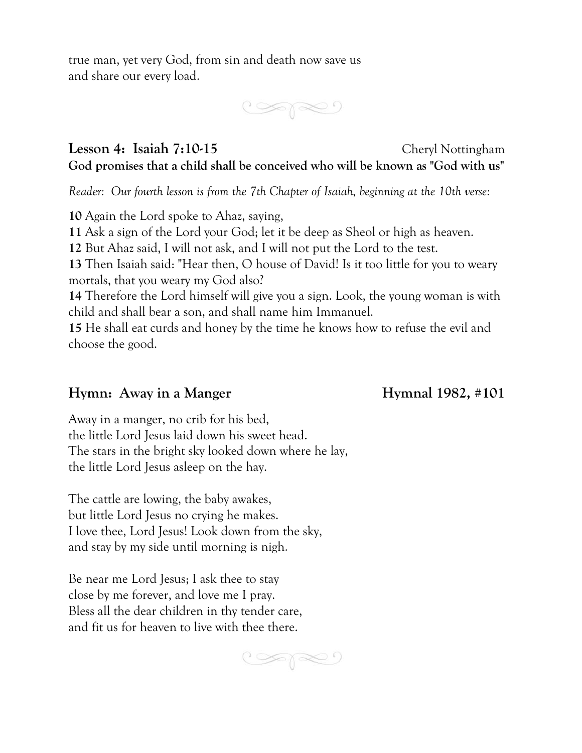true man, yet very God, from sin and death now save us
and share our every load.

## Lesson 4: Isaiah 7:10-15 — Cheryl Nottingham

**God promises that a child shall be conceived who will be known as "God with us"**

*Reader: Our fourth lesson is from the 7th Chapter of Isaiah, beginning at the 10th verse:*

**10** Again the Lord spoke to Ahaz, saying,
**11** Ask a sign of the Lord your God; let it be deep as Sheol or high as heaven.
**12** But Ahaz said, I will not ask, and I will not put the Lord to the test.
**13** Then Isaiah said: "Hear then, O house of David! Is it too little for you to weary mortals, that you weary my God also?
**14** Therefore the Lord himself will give you a sign. Look, the young woman is with child and shall bear a son, and shall name him Immanuel.
**15** He shall eat curds and honey by the time he knows how to refuse the evil and choose the good.

## Hymn: Away in a Manger — Hymnal 1982, #101

Away in a manger, no crib for his bed,
the little Lord Jesus laid down his sweet head.
The stars in the bright sky looked down where he lay,
the little Lord Jesus asleep on the hay.

The cattle are lowing, the baby awakes,
but little Lord Jesus no crying he makes.
I love thee, Lord Jesus! Look down from the sky,
and stay by my side until morning is nigh.

Be near me Lord Jesus; I ask thee to stay
close by me forever, and love me I pray.
Bless all the dear children in thy tender care,
and fit us for heaven to live with thee there.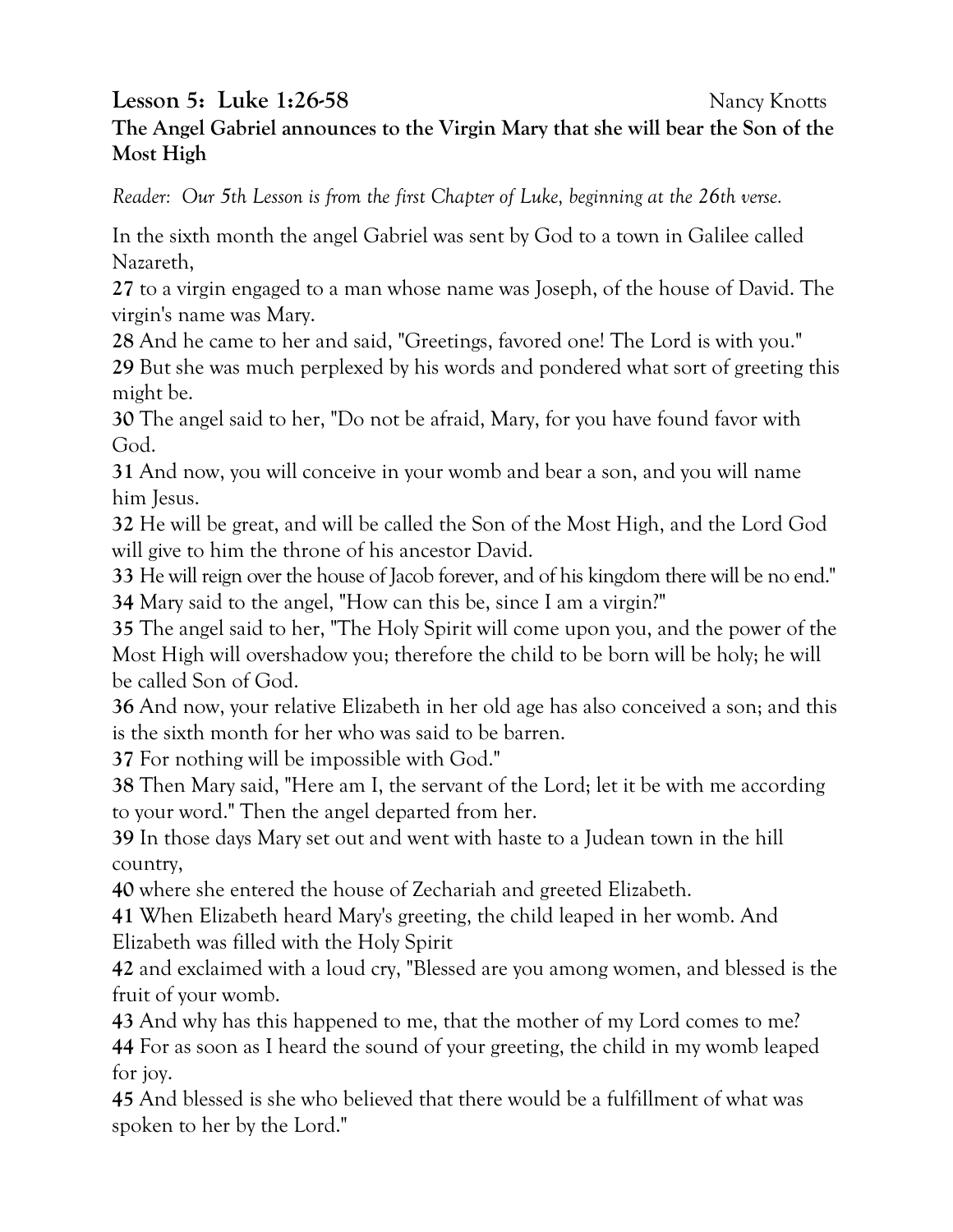## Lesson 5: Luke 1:26-58 Nancy Knotts

**The Angel Gabriel announces to the Virgin Mary that she will bear the Son of the Most High**

*Reader: Our 5th Lesson is from the first Chapter of Luke, beginning at the 26th verse.*

In the sixth month the angel Gabriel was sent by God to a town in Galilee called Nazareth,
**27** to a virgin engaged to a man whose name was Joseph, of the house of David. The virgin's name was Mary.
**28** And he came to her and said, "Greetings, favored one! The Lord is with you."
**29** But she was much perplexed by his words and pondered what sort of greeting this might be.
**30** The angel said to her, "Do not be afraid, Mary, for you have found favor with God.
**31** And now, you will conceive in your womb and bear a son, and you will name him Jesus.
**32** He will be great, and will be called the Son of the Most High, and the Lord God will give to him the throne of his ancestor David.
**33** He will reign over the house of Jacob forever, and of his kingdom there will be no end."
**34** Mary said to the angel, "How can this be, since I am a virgin?"
**35** The angel said to her, "The Holy Spirit will come upon you, and the power of the Most High will overshadow you; therefore the child to be born will be holy; he will be called Son of God.
**36** And now, your relative Elizabeth in her old age has also conceived a son; and this is the sixth month for her who was said to be barren.
**37** For nothing will be impossible with God."
**38** Then Mary said, "Here am I, the servant of the Lord; let it be with me according to your word." Then the angel departed from her.
**39** In those days Mary set out and went with haste to a Judean town in the hill country,
**40** where she entered the house of Zechariah and greeted Elizabeth.
**41** When Elizabeth heard Mary's greeting, the child leaped in her womb. And Elizabeth was filled with the Holy Spirit
**42** and exclaimed with a loud cry, "Blessed are you among women, and blessed is the fruit of your womb.
**43** And why has this happened to me, that the mother of my Lord comes to me?
**44** For as soon as I heard the sound of your greeting, the child in my womb leaped for joy.
**45** And blessed is she who believed that there would be a fulfillment of what was spoken to her by the Lord."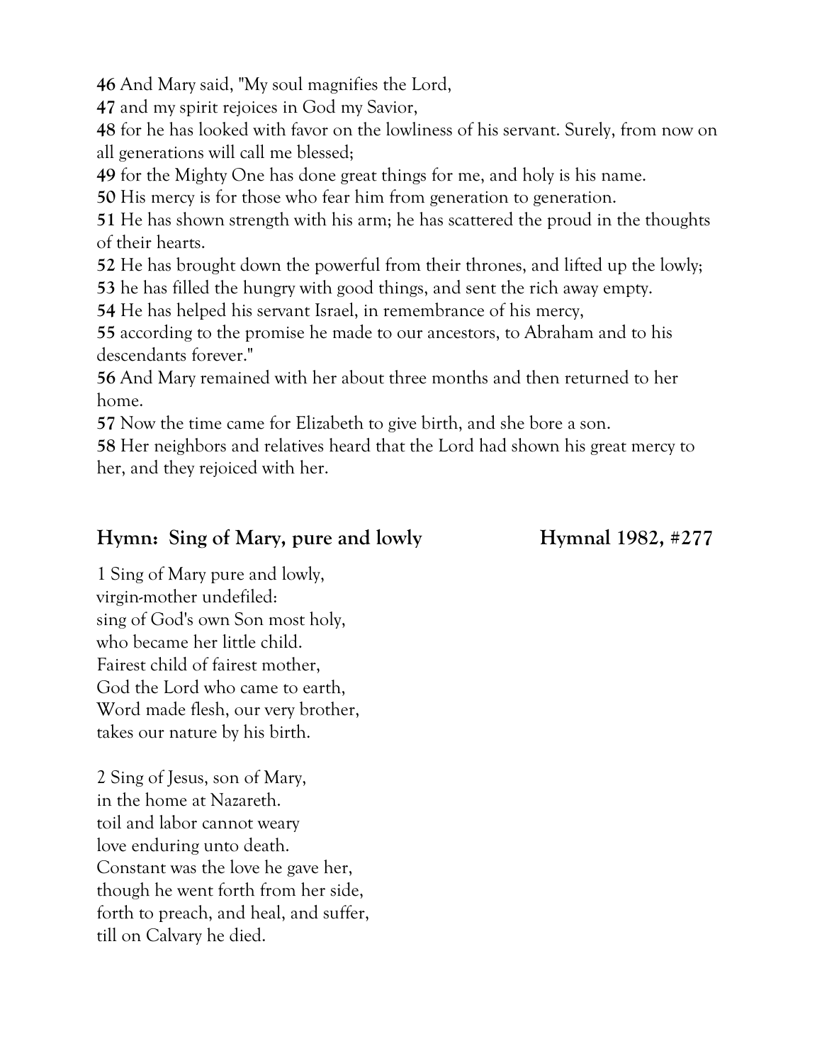**46** And Mary said, "My soul magnifies the Lord,
**47** and my spirit rejoices in God my Savior,
**48** for he has looked with favor on the lowliness of his servant. Surely, from now on all generations will call me blessed;
**49** for the Mighty One has done great things for me, and holy is his name.
**50** His mercy is for those who fear him from generation to generation.
**51** He has shown strength with his arm; he has scattered the proud in the thoughts of their hearts.
**52** He has brought down the powerful from their thrones, and lifted up the lowly;
**53** he has filled the hungry with good things, and sent the rich away empty.
**54** He has helped his servant Israel, in remembrance of his mercy,
**55** according to the promise he made to our ancestors, to Abraham and to his descendants forever."
**56** And Mary remained with her about three months and then returned to her home.
**57** Now the time came for Elizabeth to give birth, and she bore a son.
**58** Her neighbors and relatives heard that the Lord had shown his great mercy to her, and they rejoiced with her.

## Hymn: Sing of Mary, pure and lowly — Hymnal 1982, #277

1 Sing of Mary pure and lowly,
virgin-mother undefiled:
sing of God's own Son most holy,
who became her little child.
Fairest child of fairest mother,
God the Lord who came to earth,
Word made flesh, our very brother,
takes our nature by his birth.

2 Sing of Jesus, son of Mary,
in the home at Nazareth.
toil and labor cannot weary
love enduring unto death.
Constant was the love he gave her,
though he went forth from her side,
forth to preach, and heal, and suffer,
till on Calvary he died.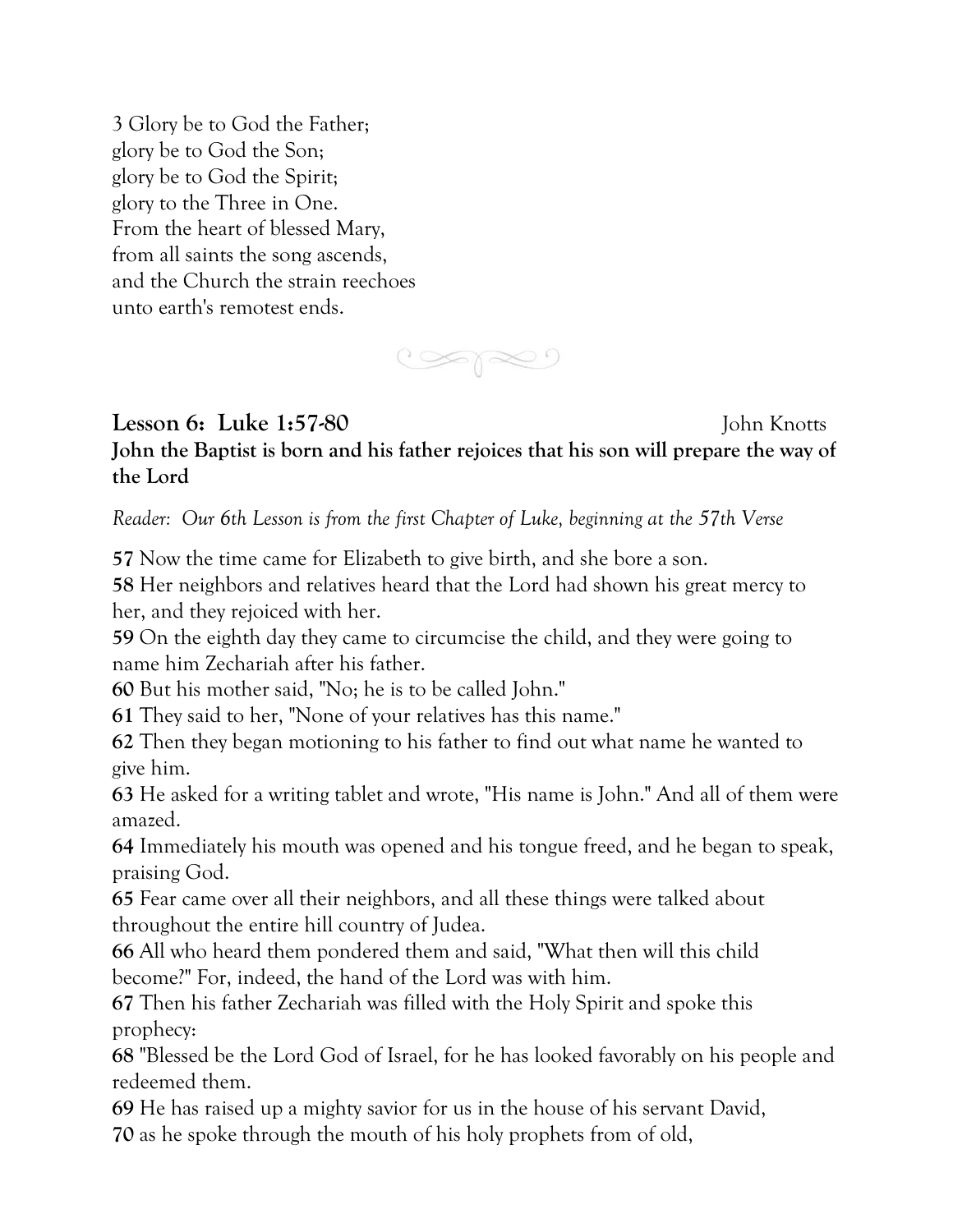3 Glory be to God the Father;
glory be to God the Son;
glory be to God the Spirit;
glory to the Three in One.
From the heart of blessed Mary,
from all saints the song ascends,
and the Church the strain reechoes
unto earth's remotest ends.

## Lesson 6: Luke 1:57-80 — John Knotts

**John the Baptist is born and his father rejoices that his son will prepare the way of the Lord**

*Reader: Our 6th Lesson is from the first Chapter of Luke, beginning at the 57th Verse*

**57** Now the time came for Elizabeth to give birth, and she bore a son.
**58** Her neighbors and relatives heard that the Lord had shown his great mercy to her, and they rejoiced with her.
**59** On the eighth day they came to circumcise the child, and they were going to name him Zechariah after his father.
**60** But his mother said, "No; he is to be called John."
**61** They said to her, "None of your relatives has this name."
**62** Then they began motioning to his father to find out what name he wanted to give him.
**63** He asked for a writing tablet and wrote, "His name is John." And all of them were amazed.
**64** Immediately his mouth was opened and his tongue freed, and he began to speak, praising God.
**65** Fear came over all their neighbors, and all these things were talked about throughout the entire hill country of Judea.
**66** All who heard them pondered them and said, "What then will this child become?" For, indeed, the hand of the Lord was with him.
**67** Then his father Zechariah was filled with the Holy Spirit and spoke this prophecy:
**68** "Blessed be the Lord God of Israel, for he has looked favorably on his people and redeemed them.
**69** He has raised up a mighty savior for us in the house of his servant David,
**70** as he spoke through the mouth of his holy prophets from of old,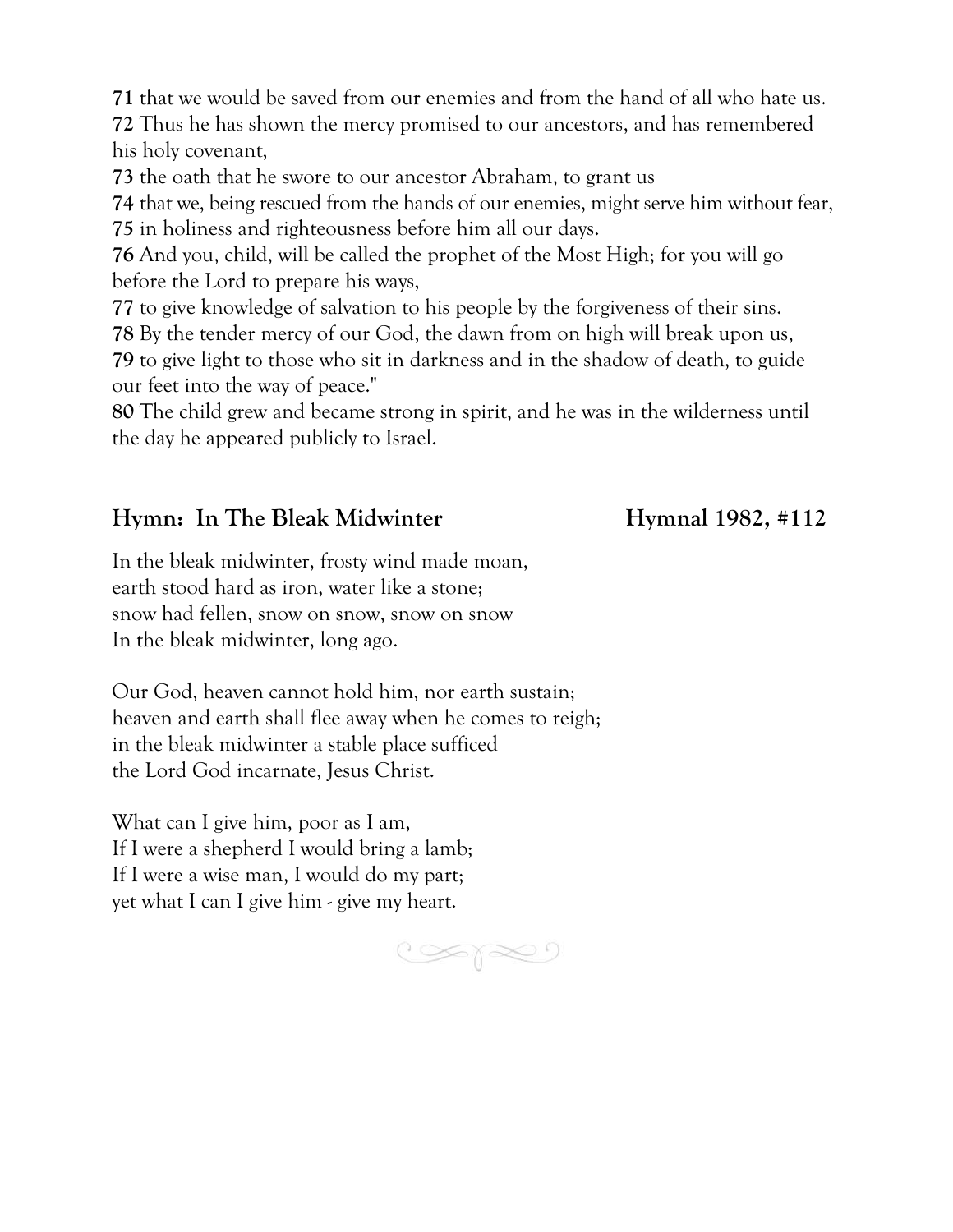**71** that we would be saved from our enemies and from the hand of all who hate us.
**72** Thus he has shown the mercy promised to our ancestors, and has remembered his holy covenant,
**73** the oath that he swore to our ancestor Abraham, to grant us
**74** that we, being rescued from the hands of our enemies, might serve him without fear,
**75** in holiness and righteousness before him all our days.
**76** And you, child, will be called the prophet of the Most High; for you will go before the Lord to prepare his ways,
**77** to give knowledge of salvation to his people by the forgiveness of their sins.
**78** By the tender mercy of our God, the dawn from on high will break upon us,
**79** to give light to those who sit in darkness and in the shadow of death, to guide our feet into the way of peace."
**80** The child grew and became strong in spirit, and he was in the wilderness until the day he appeared publicly to Israel.

## Hymn: In The Bleak Midwinter — Hymnal 1982, #112

In the bleak midwinter, frosty wind made moan,
earth stood hard as iron, water like a stone;
snow had fellen, snow on snow, snow on snow
In the bleak midwinter, long ago.

Our God, heaven cannot hold him, nor earth sustain;
heaven and earth shall flee away when he comes to reigh;
in the bleak midwinter a stable place sufficed
the Lord God incarnate, Jesus Christ.

What can I give him, poor as I am,
If I were a shepherd I would bring a lamb;
If I were a wise man, I would do my part;
yet what I can I give him - give my heart.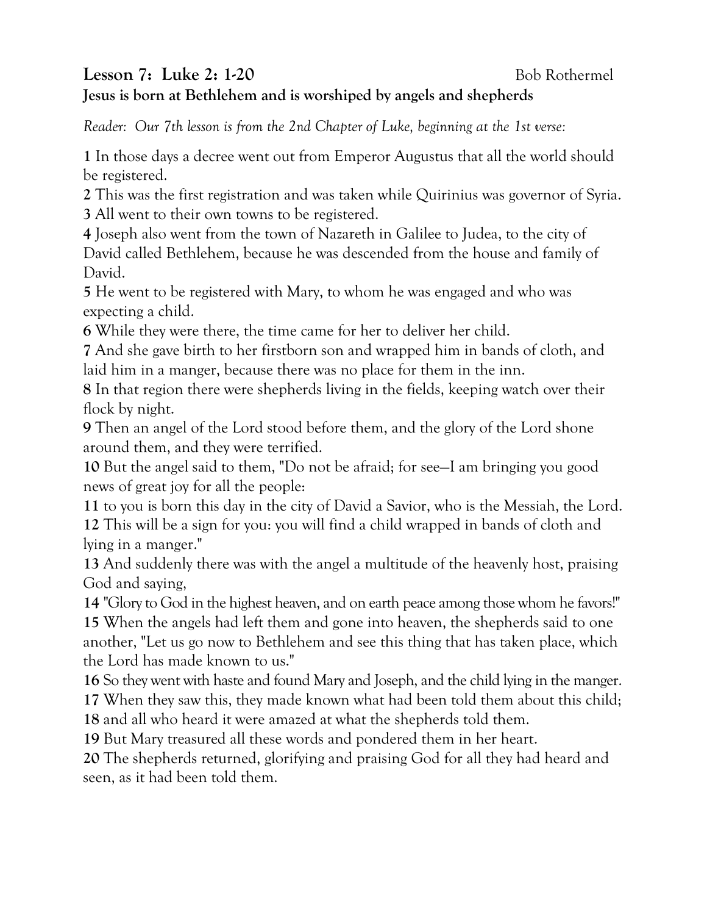**Lesson 7: Luke 2: 1-20** Bob Rothermel

**Jesus is born at Bethlehem and is worshiped by angels and shepherds**

*Reader: Our 7th lesson is from the 2nd Chapter of Luke, beginning at the 1st verse:*

**1** In those days a decree went out from Emperor Augustus that all the world should be registered.
**2** This was the first registration and was taken while Quirinius was governor of Syria.
**3** All went to their own towns to be registered.
**4** Joseph also went from the town of Nazareth in Galilee to Judea, to the city of David called Bethlehem, because he was descended from the house and family of David.
**5** He went to be registered with Mary, to whom he was engaged and who was expecting a child.
**6** While they were there, the time came for her to deliver her child.
**7** And she gave birth to her firstborn son and wrapped him in bands of cloth, and laid him in a manger, because there was no place for them in the inn.
**8** In that region there were shepherds living in the fields, keeping watch over their flock by night.
**9** Then an angel of the Lord stood before them, and the glory of the Lord shone around them, and they were terrified.
**10** But the angel said to them, "Do not be afraid; for see—I am bringing you good news of great joy for all the people:
**11** to you is born this day in the city of David a Savior, who is the Messiah, the Lord.
**12** This will be a sign for you: you will find a child wrapped in bands of cloth and lying in a manger."
**13** And suddenly there was with the angel a multitude of the heavenly host, praising God and saying,
**14** "Glory to God in the highest heaven, and on earth peace among those whom he favors!"
**15** When the angels had left them and gone into heaven, the shepherds said to one another, "Let us go now to Bethlehem and see this thing that has taken place, which the Lord has made known to us."
**16** So they went with haste and found Mary and Joseph, and the child lying in the manger.
**17** When they saw this, they made known what had been told them about this child;
**18** and all who heard it were amazed at what the shepherds told them.
**19** But Mary treasured all these words and pondered them in her heart.
**20** The shepherds returned, glorifying and praising God for all they had heard and seen, as it had been told them.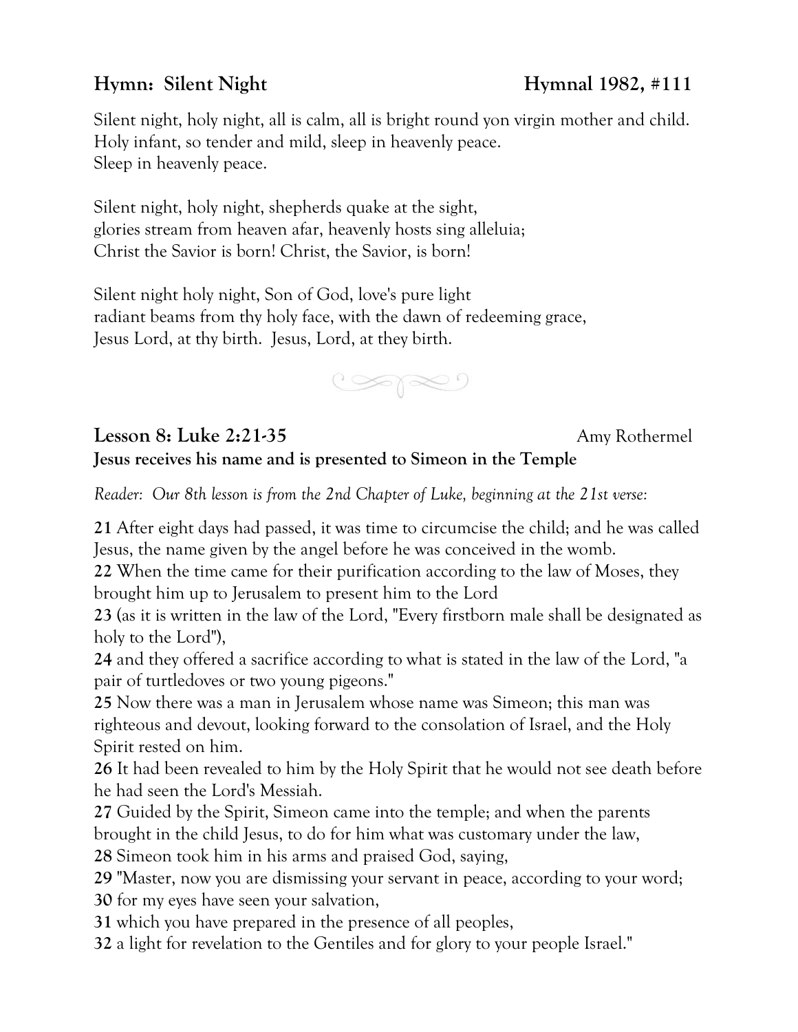**Hymn: Silent Night** **Hymnal 1982, #111**

Silent night, holy night, all is calm, all is bright round yon virgin mother and child.
Holy infant, so tender and mild, sleep in heavenly peace.
Sleep in heavenly peace.

Silent night, holy night, shepherds quake at the sight,
glories stream from heaven afar, heavenly hosts sing alleluia;
Christ the Savior is born! Christ, the Savior, is born!

Silent night holy night, Son of God, love's pure light
radiant beams from thy holy face, with the dawn of redeeming grace,
Jesus Lord, at thy birth. Jesus, Lord, at they birth.

## Lesson 8: Luke 2:21-35 Amy Rothermel

**Jesus receives his name and is presented to Simeon in the Temple**

*Reader: Our 8th lesson is from the 2nd Chapter of Luke, beginning at the 21st verse:*

**21** After eight days had passed, it was time to circumcise the child; and he was called Jesus, the name given by the angel before he was conceived in the womb.
**22** When the time came for their purification according to the law of Moses, they brought him up to Jerusalem to present him to the Lord
**23** (as it is written in the law of the Lord, "Every firstborn male shall be designated as holy to the Lord"),
**24** and they offered a sacrifice according to what is stated in the law of the Lord, "a pair of turtledoves or two young pigeons."
**25** Now there was a man in Jerusalem whose name was Simeon; this man was righteous and devout, looking forward to the consolation of Israel, and the Holy Spirit rested on him.
**26** It had been revealed to him by the Holy Spirit that he would not see death before he had seen the Lord's Messiah.
**27** Guided by the Spirit, Simeon came into the temple; and when the parents brought in the child Jesus, to do for him what was customary under the law,
**28** Simeon took him in his arms and praised God, saying,
**29** "Master, now you are dismissing your servant in peace, according to your word;
**30** for my eyes have seen your salvation,
**31** which you have prepared in the presence of all peoples,
**32** a light for revelation to the Gentiles and for glory to your people Israel."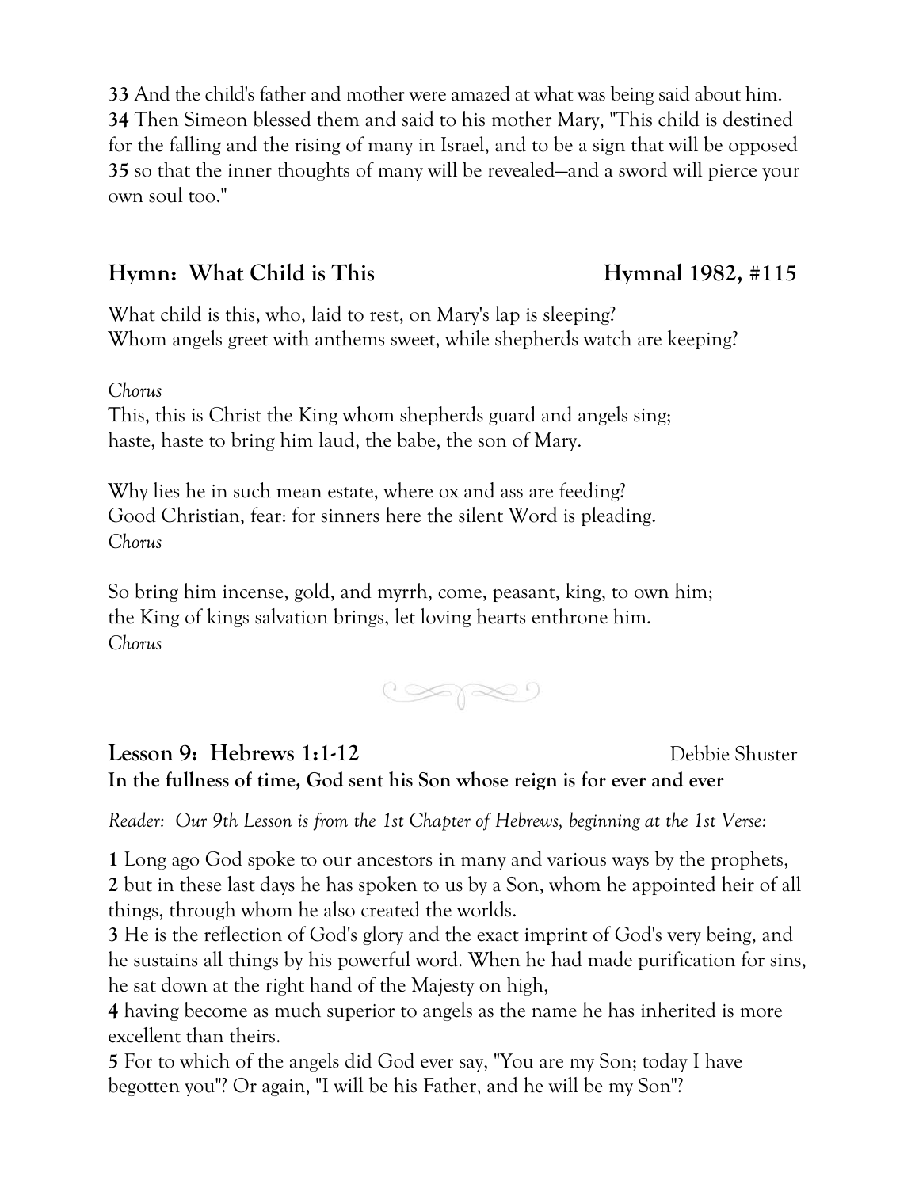**33** And the child's father and mother were amazed at what was being said about him.
**34** Then Simeon blessed them and said to his mother Mary, "This child is destined for the falling and the rising of many in Israel, and to be a sign that will be opposed
**35** so that the inner thoughts of many will be revealed—and a sword will pierce your own soul too."

## Hymn: What Child is This — Hymnal 1982, #115

What child is this, who, laid to rest, on Mary's lap is sleeping?
Whom angels greet with anthems sweet, while shepherds watch are keeping?

*Chorus*
This, this is Christ the King whom shepherds guard and angels sing;
haste, haste to bring him laud, the babe, the son of Mary.

Why lies he in such mean estate, where ox and ass are feeding?
Good Christian, fear: for sinners here the silent Word is pleading.
*Chorus*

So bring him incense, gold, and myrrh, come, peasant, king, to own him;
the King of kings salvation brings, let loving hearts enthrone him.
*Chorus*

## Lesson 9: Hebrews 1:1-12 — Debbie Shuster

**In the fullness of time, God sent his Son whose reign is for ever and ever**

*Reader: Our 9th Lesson is from the 1st Chapter of Hebrews, beginning at the 1st Verse:*

**1** Long ago God spoke to our ancestors in many and various ways by the prophets,
**2** but in these last days he has spoken to us by a Son, whom he appointed heir of all things, through whom he also created the worlds.
**3** He is the reflection of God's glory and the exact imprint of God's very being, and he sustains all things by his powerful word. When he had made purification for sins, he sat down at the right hand of the Majesty on high,
**4** having become as much superior to angels as the name he has inherited is more excellent than theirs.
**5** For to which of the angels did God ever say, "You are my Son; today I have begotten you"? Or again, "I will be his Father, and he will be my Son"?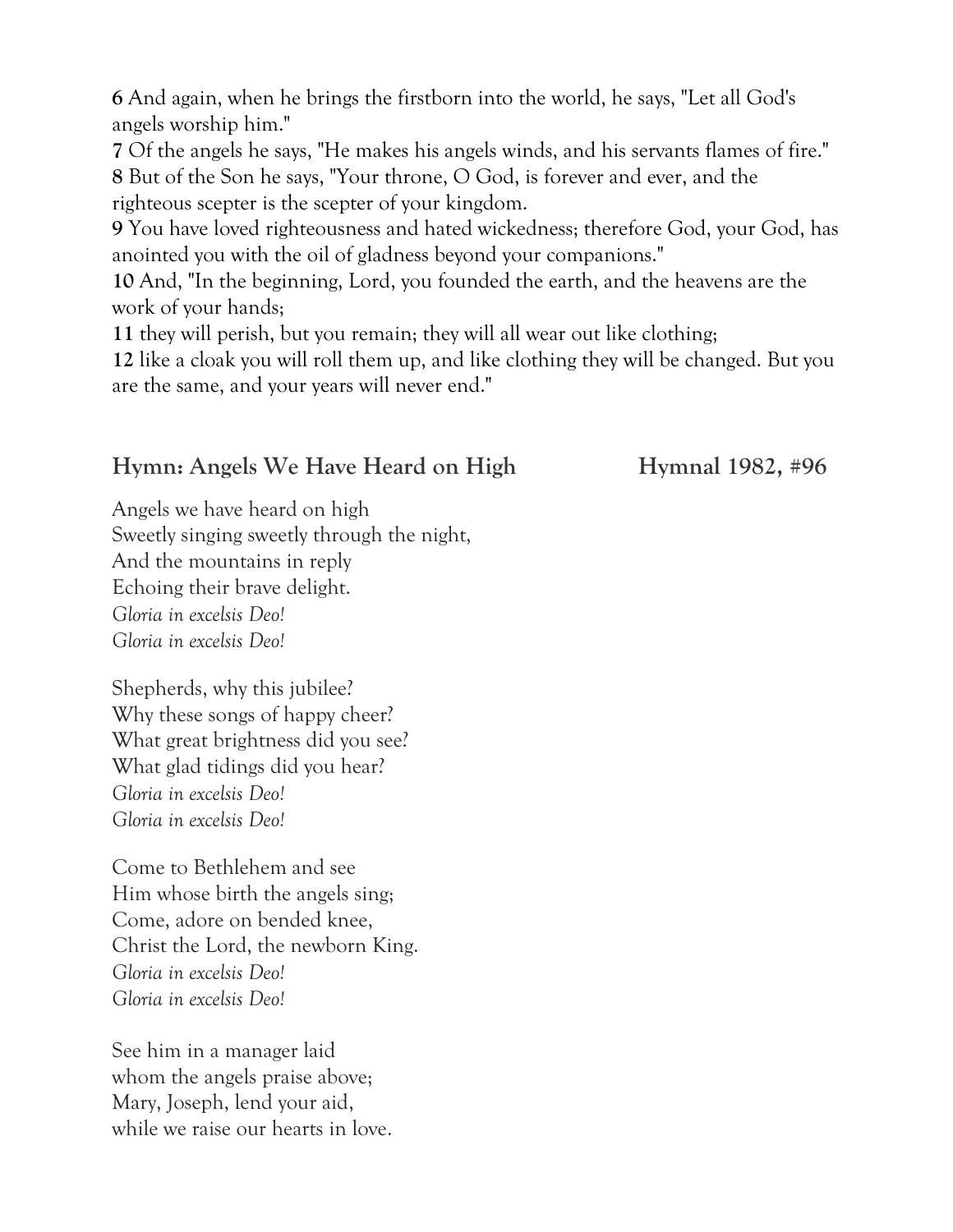**6** And again, when he brings the firstborn into the world, he says, "Let all God's angels worship him."
**7** Of the angels he says, "He makes his angels winds, and his servants flames of fire."
**8** But of the Son he says, "Your throne, O God, is forever and ever, and the righteous scepter is the scepter of your kingdom.
**9** You have loved righteousness and hated wickedness; therefore God, your God, has anointed you with the oil of gladness beyond your companions."
**10** And, "In the beginning, Lord, you founded the earth, and the heavens are the work of your hands;
**11** they will perish, but you remain; they will all wear out like clothing;
**12** like a cloak you will roll them up, and like clothing they will be changed. But you are the same, and your years will never end."

### Hymn: Angels We Have Heard on High — Hymnal 1982, #96

Angels we have heard on high
Sweetly singing sweetly through the night,
And the mountains in reply
Echoing their brave delight.
*Gloria in excelsis Deo!*
*Gloria in excelsis Deo!*

Shepherds, why this jubilee?
Why these songs of happy cheer?
What great brightness did you see?
What glad tidings did you hear?
*Gloria in excelsis Deo!*
*Gloria in excelsis Deo!*

Come to Bethlehem and see
Him whose birth the angels sing;
Come, adore on bended knee,
Christ the Lord, the newborn King.
*Gloria in excelsis Deo!*
*Gloria in excelsis Deo!*

See him in a manager laid
whom the angels praise above;
Mary, Joseph, lend your aid,
while we raise our hearts in love.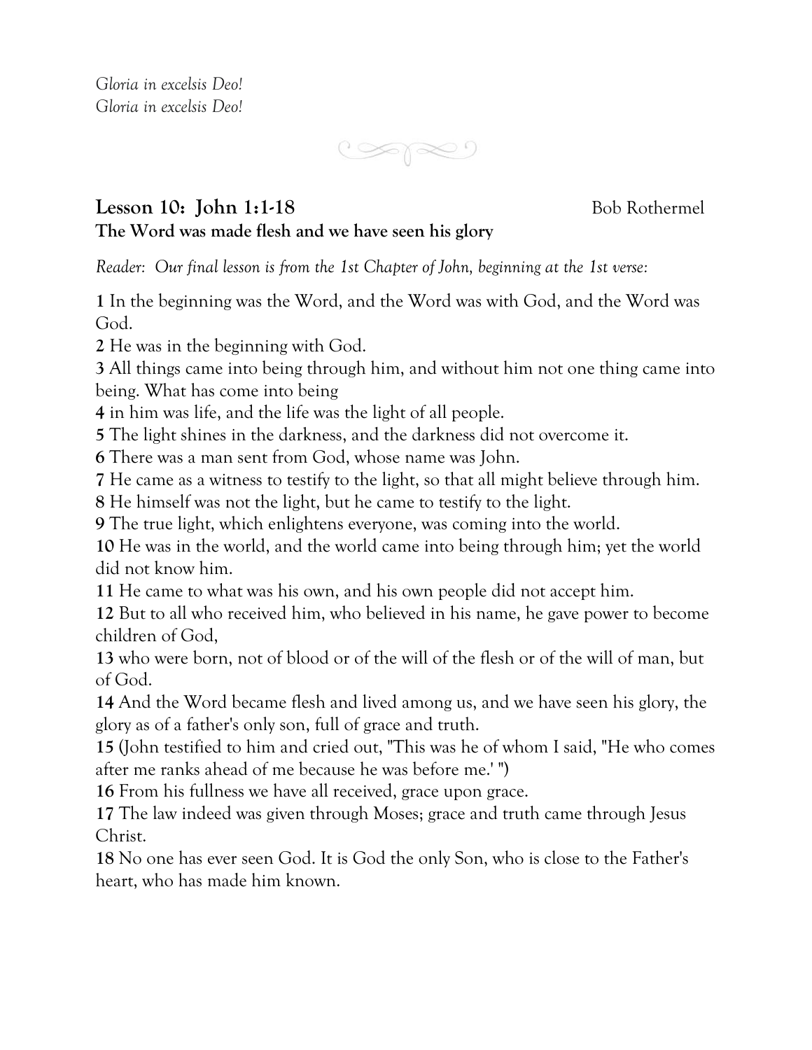*Gloria in excelsis Deo!*
*Gloria in excelsis Deo!*

## Lesson 10: John 1:1-18 Bob Rothermel

**The Word was made flesh and we have seen his glory**

*Reader: Our final lesson is from the 1st Chapter of John, beginning at the 1st verse:*

**1** In the beginning was the Word, and the Word was with God, and the Word was God.
**2** He was in the beginning with God.
**3** All things came into being through him, and without him not one thing came into being. What has come into being
**4** in him was life, and the life was the light of all people.
**5** The light shines in the darkness, and the darkness did not overcome it.
**6** There was a man sent from God, whose name was John.
**7** He came as a witness to testify to the light, so that all might believe through him.
**8** He himself was not the light, but he came to testify to the light.
**9** The true light, which enlightens everyone, was coming into the world.
**10** He was in the world, and the world came into being through him; yet the world did not know him.
**11** He came to what was his own, and his own people did not accept him.
**12** But to all who received him, who believed in his name, he gave power to become children of God,
**13** who were born, not of blood or of the will of the flesh or of the will of man, but of God.
**14** And the Word became flesh and lived among us, and we have seen his glory, the glory as of a father's only son, full of grace and truth.
**15** (John testified to him and cried out, "This was he of whom I said, "He who comes after me ranks ahead of me because he was before me.' ")
**16** From his fullness we have all received, grace upon grace.
**17** The law indeed was given through Moses; grace and truth came through Jesus Christ.
**18** No one has ever seen God. It is God the only Son, who is close to the Father's heart, who has made him known.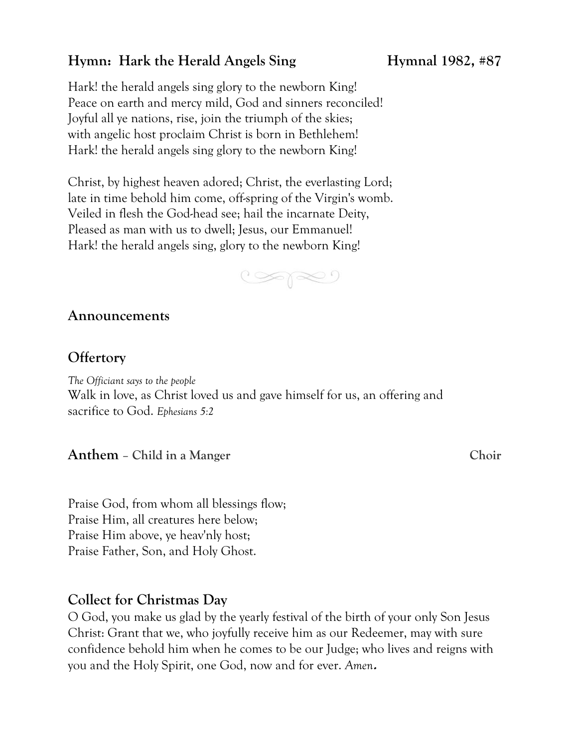## Hymn: Hark the Herald Angels Sing — Hymnal 1982, #87

Hark! the herald angels sing glory to the newborn King!
Peace on earth and mercy mild, God and sinners reconciled!
Joyful all ye nations, rise, join the triumph of the skies;
with angelic host proclaim Christ is born in Bethlehem!
Hark! the herald angels sing glory to the newborn King!

Christ, by highest heaven adored; Christ, the everlasting Lord;
late in time behold him come, off-spring of the Virgin's womb.
Veiled in flesh the God-head see; hail the incarnate Deity,
Pleased as man with us to dwell; Jesus, our Emmanuel!
Hark! the herald angels sing, glory to the newborn King!

## Announcements

## Offertory

*The Officiant says to the people*
Walk in love, as Christ loved us and gave himself for us, an offering and sacrifice to God. *Ephesians 5:2*

## Anthem – Child in a Manger — Choir

Praise God, from whom all blessings flow;
Praise Him, all creatures here below;
Praise Him above, ye heav'nly host;
Praise Father, Son, and Holy Ghost.

## Collect for Christmas Day

O God, you make us glad by the yearly festival of the birth of your only Son Jesus Christ: Grant that we, who joyfully receive him as our Redeemer, may with sure confidence behold him when he comes to be our Judge; who lives and reigns with you and the Holy Spirit, one God, now and for ever. *Amen.*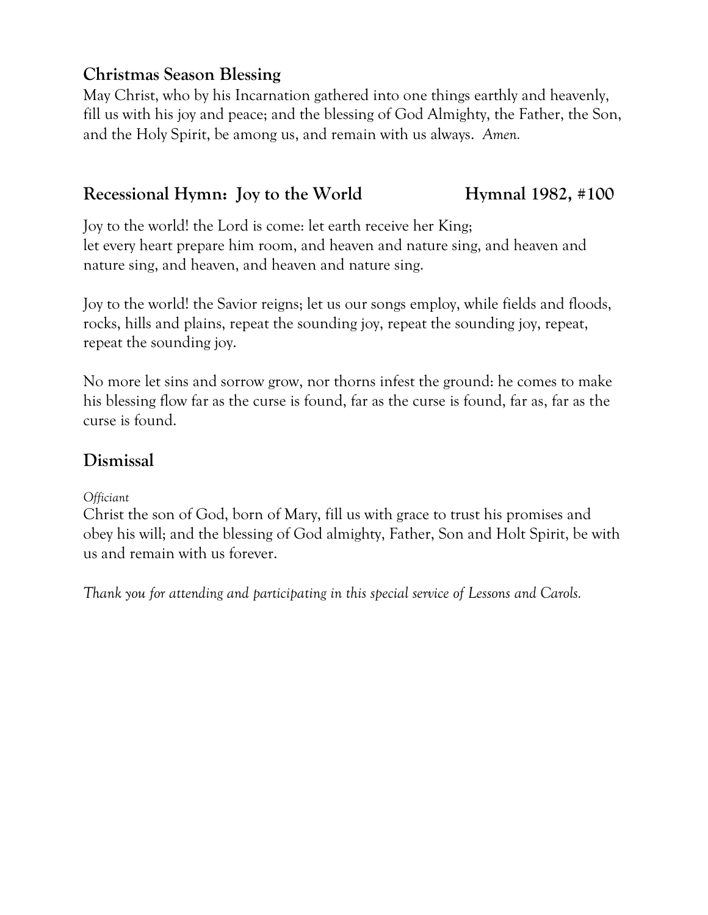## Christmas Season Blessing

May Christ, who by his Incarnation gathered into one things earthly and heavenly, fill us with his joy and peace; and the blessing of God Almighty, the Father, the Son, and the Holy Spirit, be among us, and remain with us always. *Amen.*

## Recessional Hymn: Joy to the World — Hymnal 1982, #100

Joy to the world! the Lord is come: let earth receive her King; let every heart prepare him room, and heaven and nature sing, and heaven and nature sing, and heaven, and heaven and nature sing.

Joy to the world! the Savior reigns; let us our songs employ, while fields and floods, rocks, hills and plains, repeat the sounding joy, repeat the sounding joy, repeat, repeat the sounding joy.

No more let sins and sorrow grow, nor thorns infest the ground: he comes to make his blessing flow far as the curse is found, far as the curse is found, far as, far as the curse is found.

## Dismissal

*Officiant*

Christ the son of God, born of Mary, fill us with grace to trust his promises and obey his will; and the blessing of God almighty, Father, Son and Holt Spirit, be with us and remain with us forever.

*Thank you for attending and participating in this special service of Lessons and Carols.*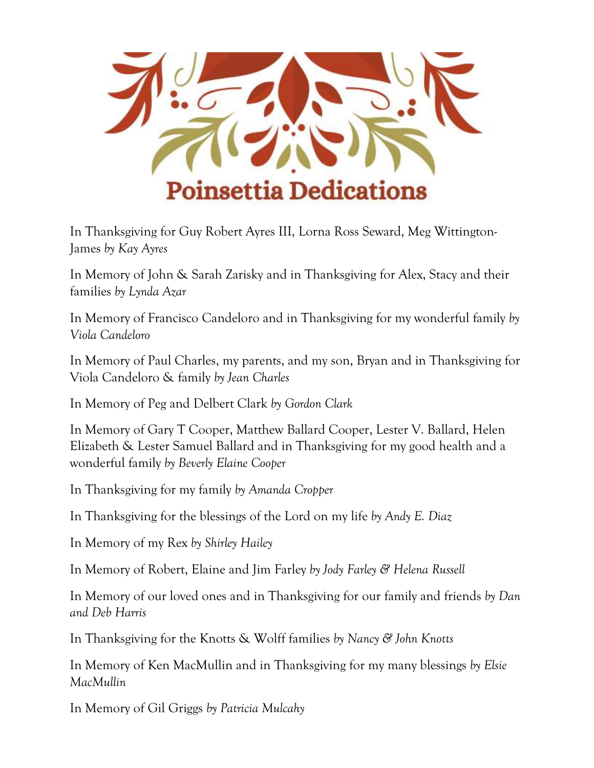# Poinsettia Dedications

In Thanksgiving for Guy Robert Ayres III, Lorna Ross Seward, Meg Wittington-James *by Kay Ayres*

In Memory of John & Sarah Zarisky and in Thanksgiving for Alex, Stacy and their families *by Lynda Azar*

In Memory of Francisco Candeloro and in Thanksgiving for my wonderful family *by Viola Candeloro*

In Memory of Paul Charles, my parents, and my son, Bryan and in Thanksgiving for Viola Candeloro & family *by Jean Charles*

In Memory of Peg and Delbert Clark *by Gordon Clark*

In Memory of Gary T Cooper, Matthew Ballard Cooper, Lester V. Ballard, Helen Elizabeth & Lester Samuel Ballard and in Thanksgiving for my good health and a wonderful family *by Beverly Elaine Cooper*

In Thanksgiving for my family *by Amanda Cropper*

In Thanksgiving for the blessings of the Lord on my life *by Andy E. Diaz*

In Memory of my Rex *by Shirley Hailey*

In Memory of Robert, Elaine and Jim Farley *by Jody Farley & Helena Russell*

In Memory of our loved ones and in Thanksgiving for our family and friends *by Dan and Deb Harris*

In Thanksgiving for the Knotts & Wolff families *by Nancy & John Knotts*

In Memory of Ken MacMullin and in Thanksgiving for my many blessings *by Elsie MacMullin*

In Memory of Gil Griggs *by Patricia Mulcahy*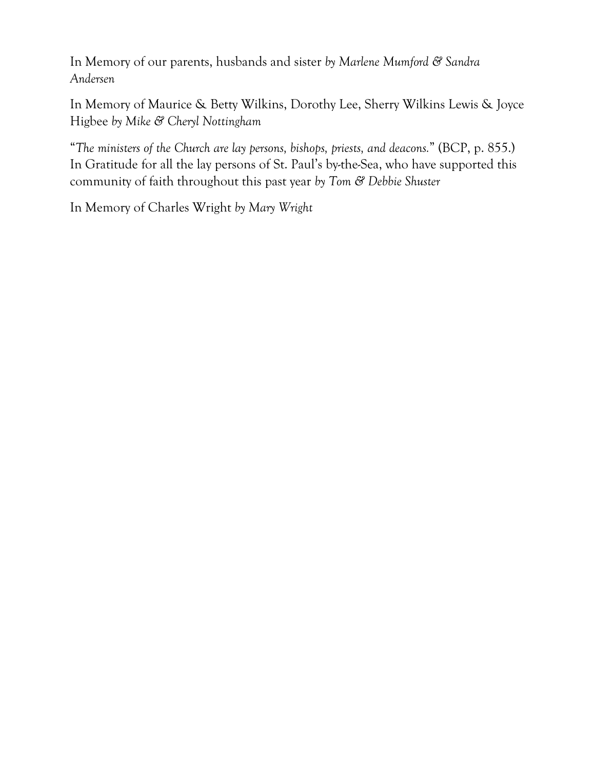In Memory of our parents, husbands and sister *by Marlene Mumford & Sandra Andersen*

In Memory of Maurice & Betty Wilkins, Dorothy Lee, Sherry Wilkins Lewis & Joyce Higbee *by Mike & Cheryl Nottingham*

"*The ministers of the Church are lay persons, bishops, priests, and deacons.*" (BCP, p. 855.) In Gratitude for all the lay persons of St. Paul's by-the-Sea, who have supported this community of faith throughout this past year *by Tom & Debbie Shuster*

In Memory of Charles Wright *by Mary Wright*